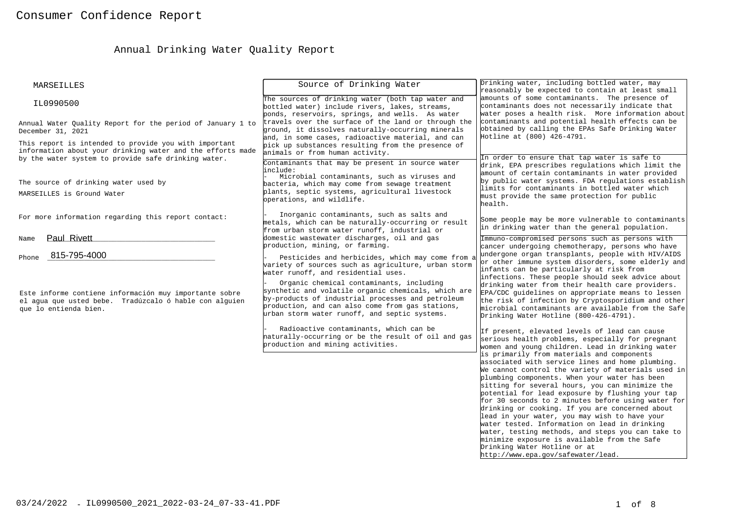# Consumer Confidence Report

## Annual Drinking Water Quality Report

MARSEILLES

IL0990500

Annual Water Quality Report for the period of January 1 to December 31, 2021

This report is intended to provide you with important information about your drinking water and the efforts made by the water system to provide safe drinking water.

The source of drinking water used by MARSEILLES is Ground Water

For more information regarding this report contact:

Name Paul Rivett

Phone 815-795-4000

Este informe contiene información muy importante sobre el agua que usted bebe. Tradúzcalo ó hable con alguien que lo entienda bien.

### Source of Drinking Water

The sources of drinking water (both tap water and bottled water) include rivers, lakes, streams, ponds, reservoirs, springs, and wells. As water travels over the surface of the land or through the ground, it dissolves naturally-occurring minerals and, in some cases, radioactive material, and can pick up substances resulting from the presence of animals or from human activity.

Contaminants that may be present in source water include:

- Microbial contaminants, such as viruses and bacteria, which may come from sewage treatment plants, septic systems, agricultural livestock operations, and wildlife.
- Inorganic contaminants, such as salts and metals, which can be naturally-occurring or result from urban storm water runoff, industrial or domestic wastewater discharges, oil and gas production, mining, or farming.
- Pesticides and herbicides, which may come from a variety of sources such as agriculture, urban storm water runoff, and residential uses.
- Organic chemical contaminants, including synthetic and volatile organic chemicals, which are by-products of industrial processes and petroleum production, and can also come from gas stations, urban storm water runoff, and septic systems.
- Radioactive contaminants, which can be naturally-occurring or be the result of oil and gas production and mining activities.

Drinking water, including bottled water, may reasonably be expected to contain at least small amounts of some contaminants. The presence of contaminants does not necessarily indicate that water poses a health risk. More information about contaminants and potential health effects can be obtained by calling the EPAs Safe Drinking Water Hotline at (800) 426-4791.

In order to ensure that tap water is safe to drink, EPA prescribes regulations which limit the amount of certain contaminants in water provided by public water systems. FDA regulations establish limits for contaminants in bottled water which must provide the same protection for public health.

Some people may be more vulnerable to contaminants in drinking water than the general population.

Immuno-compromised persons such as persons with cancer undergoing chemotherapy, persons who have undergone organ transplants, people with HIV/AIDS or other immune system disorders, some elderly and infants can be particularly at risk from infections. These people should seek advice about drinking water from their health care providers. EPA/CDC guidelines on appropriate means to lessen the risk of infection by Cryptosporidium and other microbial contaminants are available from the Safe Drinking Water Hotline (800-426-4791).

If present, elevated levels of lead can cause serious health problems, especially for pregnant women and young children. Lead in drinking water is primarily from materials and components associated with service lines and home plumbing. We cannot control the variety of materials used in plumbing components. When your water has been sitting for several hours, you can minimize the potential for lead exposure by flushing your tap for 30 seconds to 2 minutes before using water for drinking or cooking. If you are concerned about lead in your water, you may wish to have your water tested. Information on lead in drinking water, testing methods, and steps you can take to minimize exposure is available from the Safe Drinking Water Hotline or at http://www.epa.gov/safewater/lead.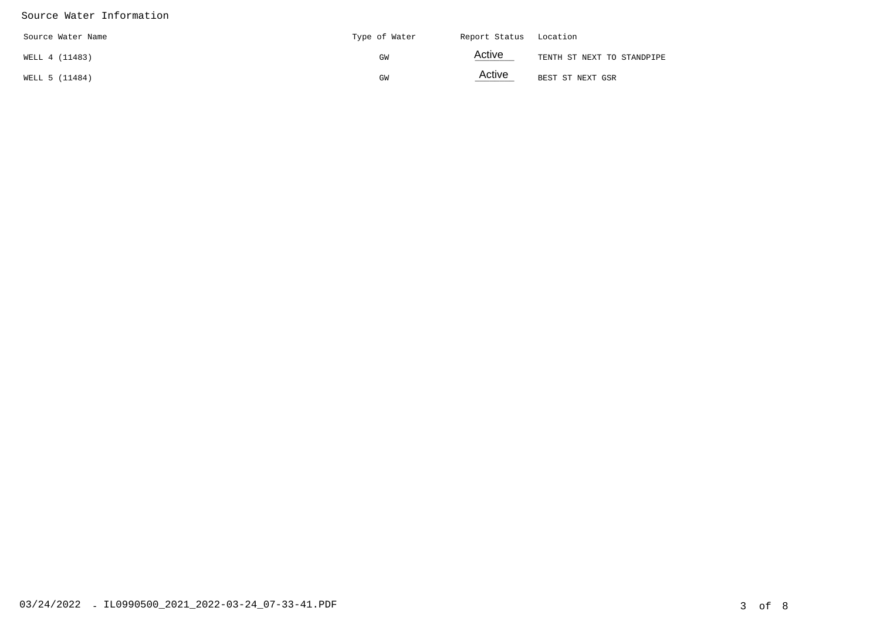Source Water Information

| Source Water Name | Type of Water | Report Status | Location |
|---|---|---|---|
| WELL 4 (11483) | GW | Active | TENTH ST NEXT TO STANDPIPE |
| WELL 5 (11484) | GW | Active | BEST ST NEXT GSR |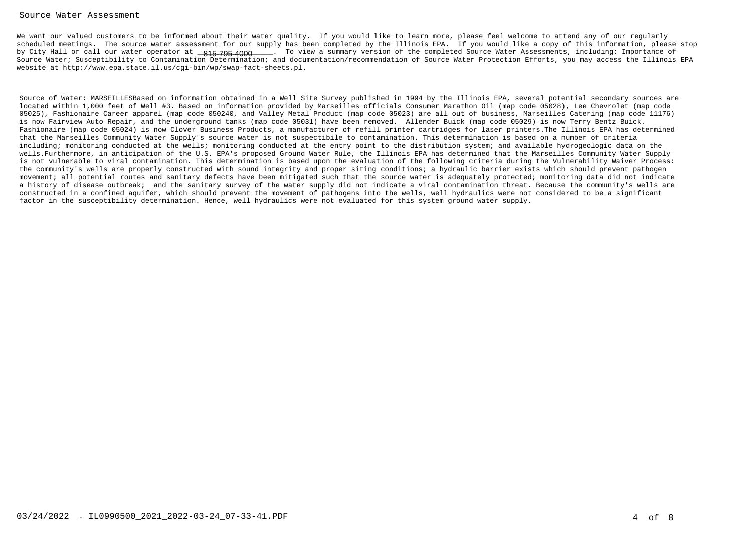# Source Water Assessment

We want our valued customers to be informed about their water quality. If you would like to learn more, please feel welcome to attend any of our regularly scheduled meetings. The source water assessment for our supply has been completed by the Illinois EPA. If you would like a copy of this information, please stop by City Hall or call our water operator at 815-795-4000. To view a summary version of the completed Source Water Assessments, including: Importance of Source Water; Susceptibility to Contamination Determination; and documentation/recommendation of Source Water Protection Efforts, you may access the Illinois EPA website at http://www.epa.state.il.us/cgi-bin/wp/swap-fact-sheets.pl.

Source of Water: MARSEILLESBased on information obtained in a Well Site Survey published in 1994 by the Illinois EPA, several potential secondary sources are located within 1,000 feet of Well #3. Based on information provided by Marseilles officials Consumer Marathon Oil (map code 05028), Lee Chevrolet (map code 05025), Fashionaire Career apparel (map code 050240, and Valley Metal Product (map code 05023) are all out of business, Marseilles Catering (map code 11176) is now Fairview Auto Repair, and the underground tanks (map code 05031) have been removed. Allender Buick (map code 05029) is now Terry Bentz Buick. Fashionaire (map code 05024) is now Clover Business Products, a manufacturer of refill printer cartridges for laser printers.The Illinois EPA has determined that the Marseilles Community Water Supply's source water is not suspectibile to contamination. This determination is based on a number of criteria including; monitoring conducted at the wells; monitoring conducted at the entry point to the distribution system; and available hydrogeologic data on the wells.Furthermore, in anticipation of the U.S. EPA's proposed Ground Water Rule, the Illinois EPA has determined that the Marseilles Community Water Supply is not vulnerable to viral contamination. This determination is based upon the evaluation of the following criteria during the Vulnerability Waiver Process: the community's wells are properly constructed with sound integrity and proper siting conditions; a hydraulic barrier exists which should prevent pathogen movement; all potential routes and sanitary defects have been mitigated such that the source water is adequately protected; monitoring data did not indicate a history of disease outbreak; and the sanitary survey of the water supply did not indicate a viral contamination threat. Because the community's wells are constructed in a confined aquifer, which should prevent the movement of pathogens into the wells, well hydraulics were not considered to be a significant factor in the susceptibility determination. Hence, well hydraulics were not evaluated for this system ground water supply.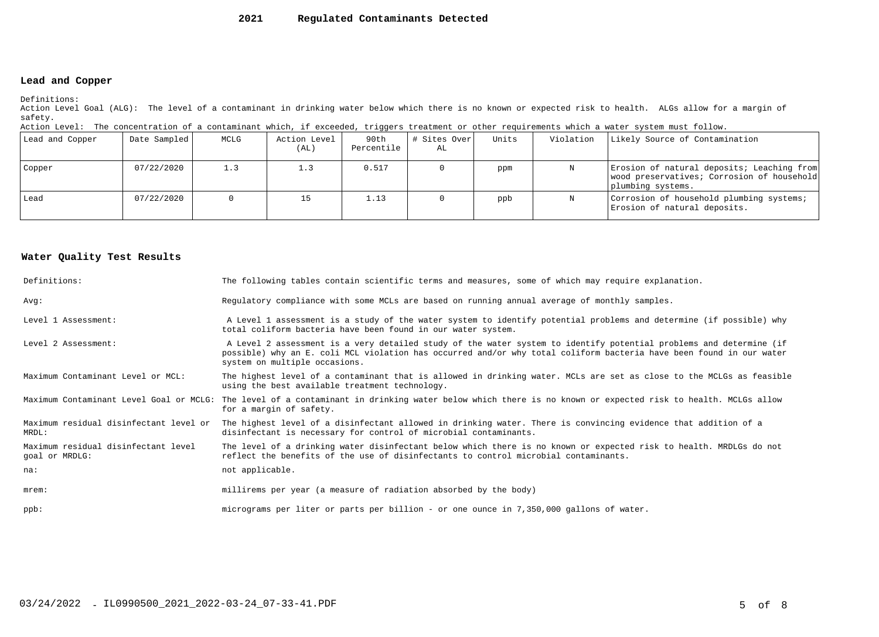# 2021 Regulated Contaminants Detected

## Lead and Copper

Definitions:

Action Level Goal (ALG): The level of a contaminant in drinking water below which there is no known or expected risk to health. ALGs allow for a margin of safety.

Action Level: The concentration of a contaminant which, if exceeded, triggers treatment or other requirements which a water system must follow.

| Lead and Copper | Date Sampled | MCLG | Action Level (AL) | 90th Percentile | # Sites Over AL | Units | Violation | Likely Source of Contamination |
|---|---|---|---|---|---|---|---|---|
| Copper | 07/22/2020 | 1.3 | 1.3 | 0.517 | 0 | ppm | N | Erosion of natural deposits; Leaching from wood preservatives; Corrosion of household plumbing systems. |
| Lead | 07/22/2020 | 0 | 15 | 1.13 | 0 | ppb | N | Corrosion of household plumbing systems; Erosion of natural deposits. |

## Water Quality Test Results

| | |
|---|---|
| Definitions: | The following tables contain scientific terms and measures, some of which may require explanation. |
| Avg: | Regulatory compliance with some MCLs are based on running annual average of monthly samples. |
| Level 1 Assessment: | A Level 1 assessment is a study of the water system to identify potential problems and determine (if possible) why total coliform bacteria have been found in our water system. |
| Level 2 Assessment: | A Level 2 assessment is a very detailed study of the water system to identify potential problems and determine (if possible) why an E. coli MCL violation has occurred and/or why total coliform bacteria have been found in our water system on multiple occasions. |
| Maximum Contaminant Level or MCL: | The highest level of a contaminant that is allowed in drinking water. MCLs are set as close to the MCLGs as feasible using the best available treatment technology. |
| Maximum Contaminant Level Goal or MCLG: | The level of a contaminant in drinking water below which there is no known or expected risk to health. MCLGs allow for a margin of safety. |
| Maximum residual disinfectant level or MRDL: | The highest level of a disinfectant allowed in drinking water. There is convincing evidence that addition of a disinfectant is necessary for control of microbial contaminants. |
| Maximum residual disinfectant level goal or MRDLG: | The level of a drinking water disinfectant below which there is no known or expected risk to health. MRDLGs do not reflect the benefits of the use of disinfectants to control microbial contaminants. |
| na: | not applicable. |
| mrem: | millirems per year (a measure of radiation absorbed by the body) |
| ppb: | micrograms per liter or parts per billion - or one ounce in 7,350,000 gallons of water. |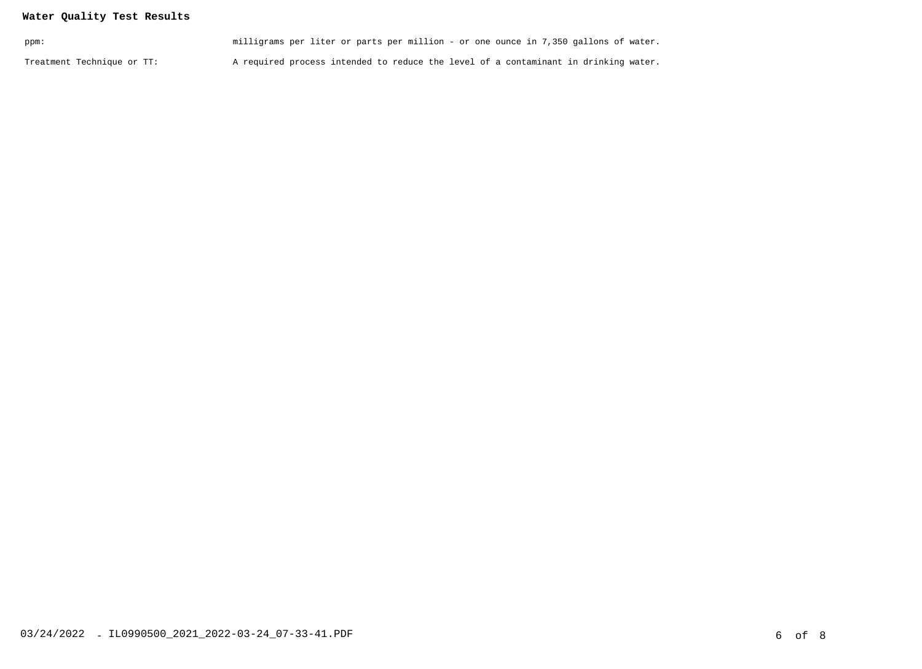**Water Quality Test Results**

| | |
|---|---|
| ppm: | milligrams per liter or parts per million - or one ounce in 7,350 gallons of water. |
| Treatment Technique or TT: | A required process intended to reduce the level of a contaminant in drinking water. |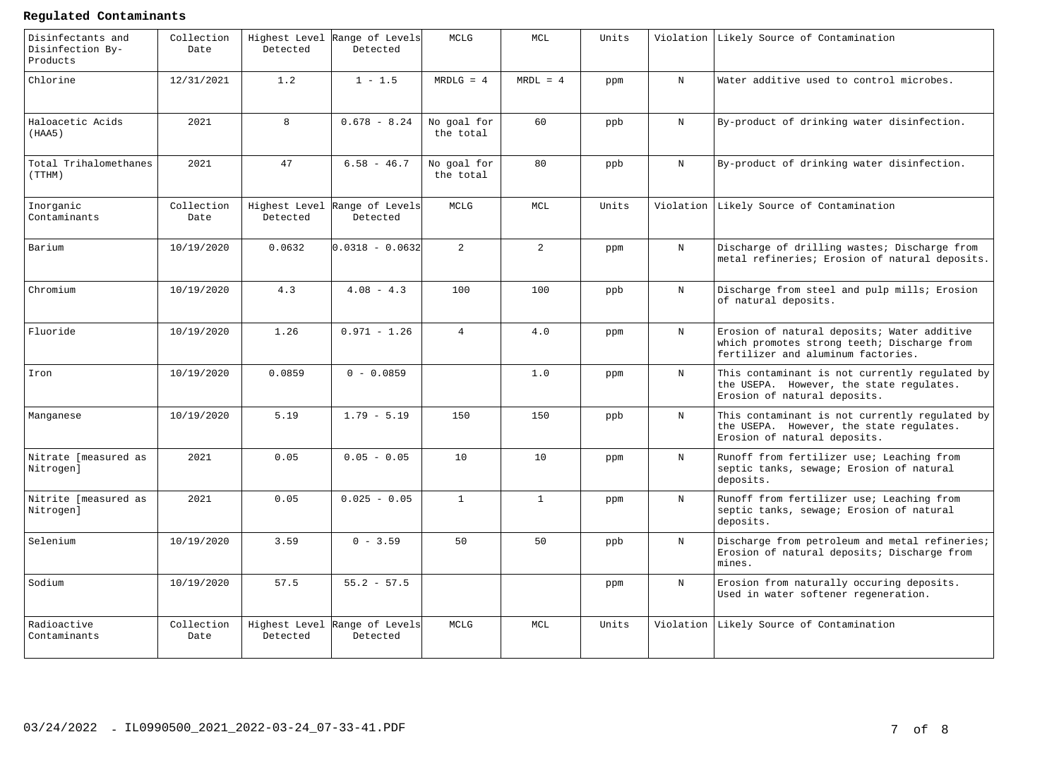**Regulated Contaminants**

| Disinfectants and Disinfection By-Products | Collection Date | Highest Level Detected | Range of Levels Detected | MCLG | MCL | Units | Violation | Likely Source of Contamination |
|---|---|---|---|---|---|---|---|---|
| Chlorine | 12/31/2021 | 1.2 | 1 - 1.5 | MRDLG = 4 | MRDL = 4 | ppm | N | Water additive used to control microbes. |
| Haloacetic Acids (HAA5) | 2021 | 8 | 0.678 - 8.24 | No goal for the total | 60 | ppb | N | By-product of drinking water disinfection. |
| Total Trihalomethanes (TTHM) | 2021 | 47 | 6.58 - 46.7 | No goal for the total | 80 | ppb | N | By-product of drinking water disinfection. |
| **Inorganic Contaminants** | **Collection Date** | **Highest Level Detected** | **Range of Levels Detected** | **MCLG** | **MCL** | **Units** | **Violation** | **Likely Source of Contamination** |
| Barium | 10/19/2020 | 0.0632 | 0.0318 - 0.0632 | 2 | 2 | ppm | N | Discharge of drilling wastes; Discharge from metal refineries; Erosion of natural deposits. |
| Chromium | 10/19/2020 | 4.3 | 4.08 - 4.3 | 100 | 100 | ppb | N | Discharge from steel and pulp mills; Erosion of natural deposits. |
| Fluoride | 10/19/2020 | 1.26 | 0.971 - 1.26 | 4 | 4.0 | ppm | N | Erosion of natural deposits; Water additive which promotes strong teeth; Discharge from fertilizer and aluminum factories. |
| Iron | 10/19/2020 | 0.0859 | 0 - 0.0859 | | 1.0 | ppm | N | This contaminant is not currently regulated by the USEPA. However, the state regulates. Erosion of natural deposits. |
| Manganese | 10/19/2020 | 5.19 | 1.79 - 5.19 | 150 | 150 | ppb | N | This contaminant is not currently regulated by the USEPA. However, the state regulates. Erosion of natural deposits. |
| Nitrate [measured as Nitrogen] | 2021 | 0.05 | 0.05 - 0.05 | 10 | 10 | ppm | N | Runoff from fertilizer use; Leaching from septic tanks, sewage; Erosion of natural deposits. |
| Nitrite [measured as Nitrogen] | 2021 | 0.05 | 0.025 - 0.05 | 1 | 1 | ppm | N | Runoff from fertilizer use; Leaching from septic tanks, sewage; Erosion of natural deposits. |
| Selenium | 10/19/2020 | 3.59 | 0 - 3.59 | 50 | 50 | ppb | N | Discharge from petroleum and metal refineries; Erosion of natural deposits; Discharge from mines. |
| Sodium | 10/19/2020 | 57.5 | 55.2 - 57.5 | | | ppm | N | Erosion from naturally occuring deposits. Used in water softener regeneration. |
| **Radioactive Contaminants** | **Collection Date** | **Highest Level Detected** | **Range of Levels Detected** | **MCLG** | **MCL** | **Units** | **Violation** | **Likely Source of Contamination** |

03/24/2022 - IL0990500_2021_2022-03-24_07-33-41.PDF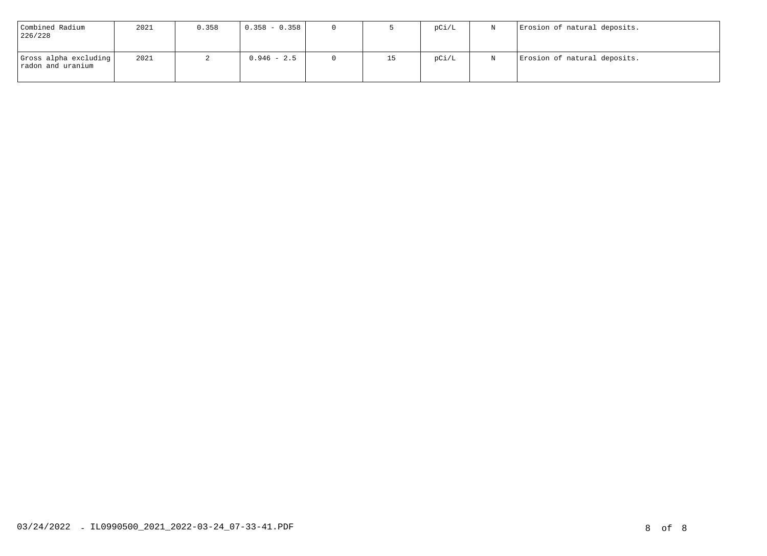| | | | | | | | | |
|---|---|---|---|---|---|---|---|---|
| Combined Radium 226/228 | 2021 | 0.358 | 0.358 - 0.358 | 0 | 5 | pCi/L | N | Erosion of natural deposits. |
| Gross alpha excluding radon and uranium | 2021 | 2 | 0.946 - 2.5 | 0 | 15 | pCi/L | N | Erosion of natural deposits. |